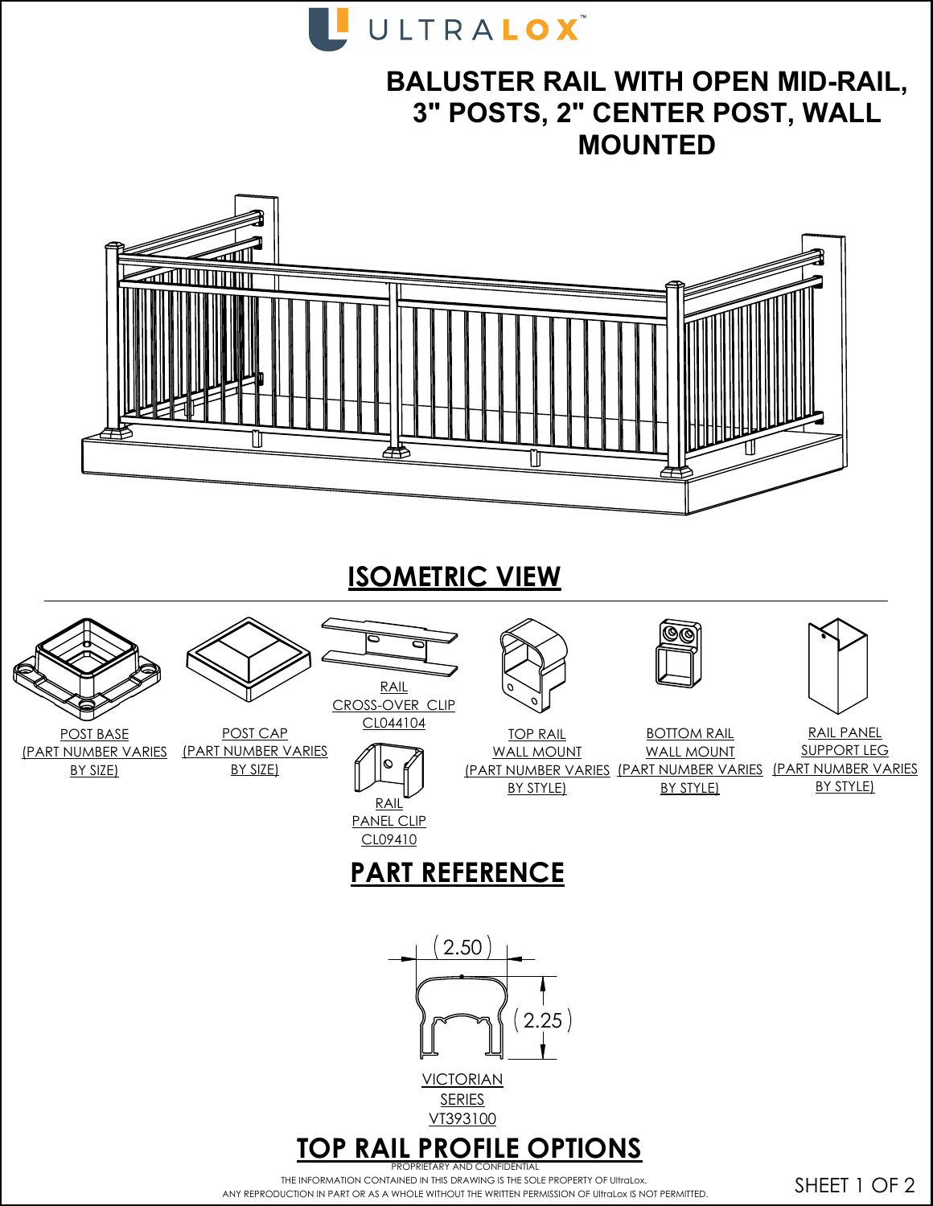ULTRALOX™

# BALUSTER RAIL WITH OPEN MID-RAIL, 3" POSTS, 2" CENTER POST, WALL MOUNTED

## ISOMETRIC VIEW

POST BASE
(PART NUMBER VARIES BY SIZE)

POST CAP
(PART NUMBER VARIES BY SIZE)

RAIL CROSS-OVER CLIP
CL044104

RAIL PANEL CLIP
CL09410

TOP RAIL WALL MOUNT
(PART NUMBER VARIES BY STYLE)

BOTTOM RAIL WALL MOUNT
(PART NUMBER VARIES BY STYLE)

RAIL PANEL SUPPORT LEG
(PART NUMBER VARIES BY STYLE)

## PART REFERENCE

(2.50)

(2.25)

VICTORIAN SERIES
VT393100

## TOP RAIL PROFILE OPTIONS

PROPRIETARY AND CONFIDENTIAL
THE INFORMATION CONTAINED IN THIS DRAWING IS THE SOLE PROPERTY OF UltraLox.
ANY REPRODUCTION IN PART OR AS A WHOLE WITHOUT THE WRITTEN PERMISSION OF UltraLox IS NOT PERMITTED.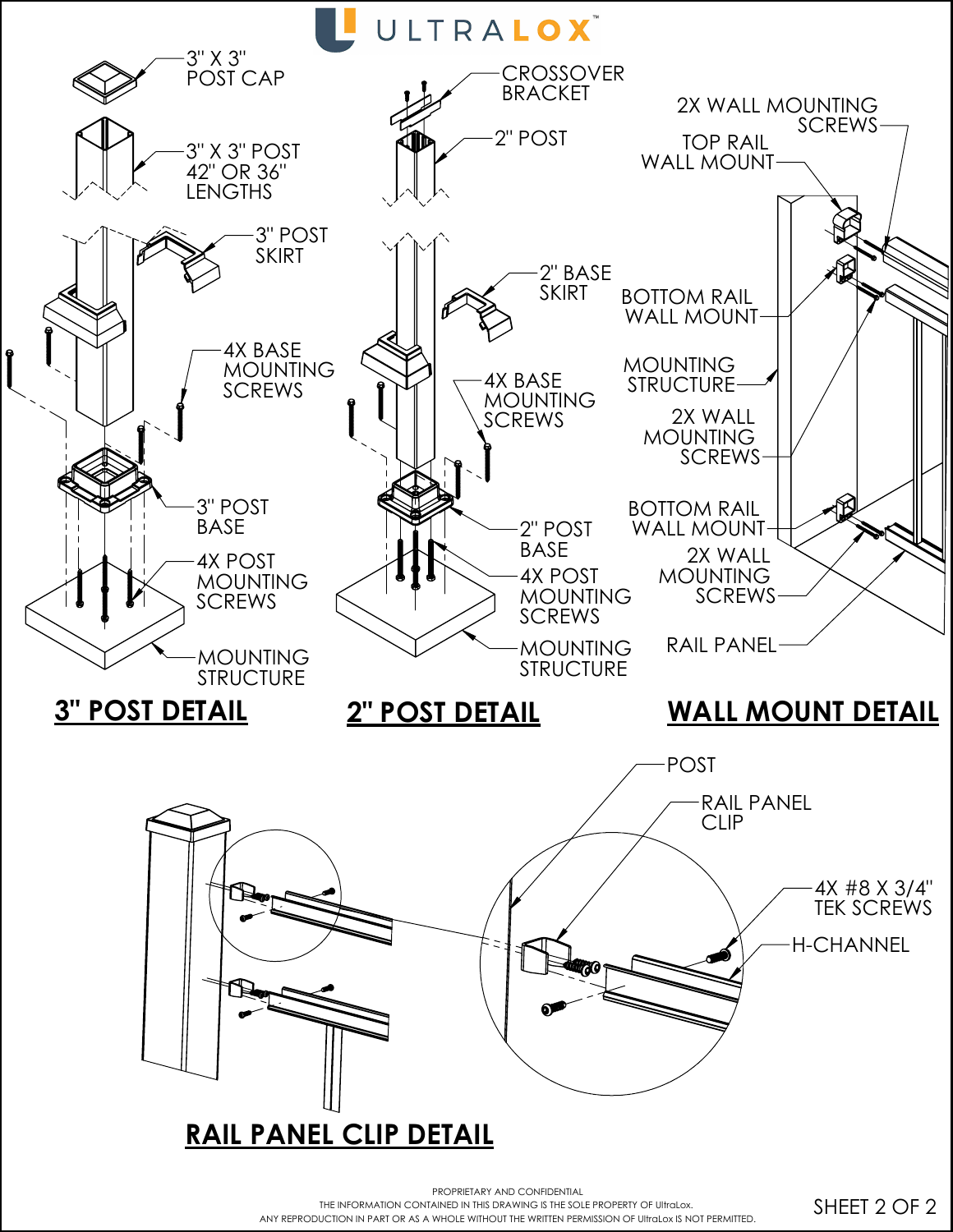ULTRALOX™

3" X 3" POST CAP

3" X 3" POST 42" OR 36" LENGTHS

3" POST SKIRT

4X BASE MOUNTING SCREWS

3" POST BASE

4X POST MOUNTING SCREWS

MOUNTING STRUCTURE

## 3" POST DETAIL

CROSSOVER BRACKET

2" POST

2" BASE SKIRT

4X BASE MOUNTING SCREWS

2" POST BASE

4X POST MOUNTING SCREWS

MOUNTING STRUCTURE

## 2" POST DETAIL

2X WALL MOUNTING SCREWS

TOP RAIL WALL MOUNT

BOTTOM RAIL WALL MOUNT

MOUNTING STRUCTURE

2X WALL MOUNTING SCREWS

BOTTOM RAIL WALL MOUNT

2X WALL MOUNTING SCREWS

RAIL PANEL

## WALL MOUNT DETAIL

POST

RAIL PANEL CLIP

4X #8 X 3/4" TEK SCREWS

H-CHANNEL

## RAIL PANEL CLIP DETAIL

PROPRIETARY AND CONFIDENTIAL
THE INFORMATION CONTAINED IN THIS DRAWING IS THE SOLE PROPERTY OF UltraLox.
ANY REPRODUCTION IN PART OR AS A WHOLE WITHOUT THE WRITTEN PERMISSION OF UltraLox IS NOT PERMITTED.